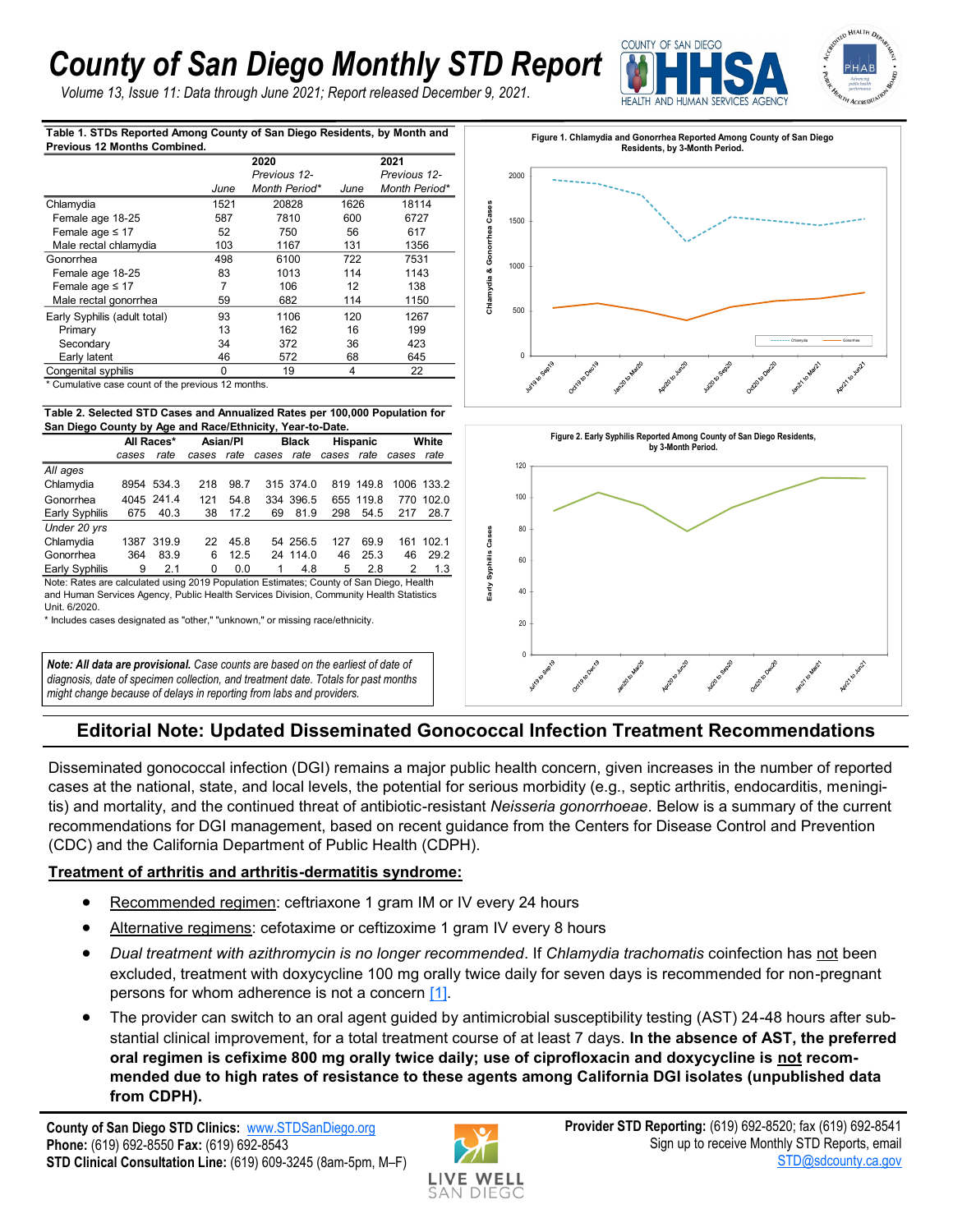# County of San Diego Monthly STD Report

*Volume 13, Issue 11: Data through June 2021; Report released December 9, 2021.*

**Table 1. STDs Reported Among County of San Diego Residents, by Month and Previous 12 Months Combined.**

| | 2020 June | 2020 Previous 12-Month Period* | 2021 June | 2021 Previous 12-Month Period* |
|---|---|---|---|---|
| Chlamydia | 1521 | 20828 | 1626 | 18114 |
| Female age 18-25 | 587 | 7810 | 600 | 6727 |
| Female age ≤ 17 | 52 | 750 | 56 | 617 |
| Male rectal chlamydia | 103 | 1167 | 131 | 1356 |
| Gonorrhea | 498 | 6100 | 722 | 7531 |
| Female age 18-25 | 83 | 1013 | 114 | 1143 |
| Female age ≤ 17 | 7 | 106 | 12 | 138 |
| Male rectal gonorrhea | 59 | 682 | 114 | 1150 |
| Early Syphilis (adult total) | 93 | 1106 | 120 | 1267 |
| Primary | 13 | 162 | 16 | 199 |
| Secondary | 34 | 372 | 36 | 423 |
| Early latent | 46 | 572 | 68 | 645 |
| Congenital syphilis | 0 | 19 | 4 | 22 |

\* Cumulative case count of the previous 12 months.

**Table 2. Selected STD Cases and Annualized Rates per 100,000 Population for San Diego County by Age and Race/Ethnicity, Year-to-Date.**

| | All Races* | | Asian/PI | | Black | | Hispanic | | White | |
|---|---|---|---|---|---|---|---|---|---|---|
| | cases | rate | cases | rate | cases | rate | cases | rate | cases | rate |
| *All ages* | | | | | | | | | | |
| Chlamydia | 8954 | 534.3 | 218 | 98.7 | 315 | 374.0 | 819 | 149.8 | 1006 | 133.2 |
| Gonorrhea | 4045 | 241.4 | 121 | 54.8 | 334 | 396.5 | 655 | 119.8 | 770 | 102.0 |
| Early Syphilis | 675 | 40.3 | 38 | 17.2 | 69 | 81.9 | 298 | 54.5 | 217 | 28.7 |
| *Under 20 yrs* | | | | | | | | | | |
| Chlamydia | 1387 | 319.9 | 22 | 45.8 | 54 | 256.5 | 127 | 69.9 | 161 | 102.1 |
| Gonorrhea | 364 | 83.9 | 6 | 12.5 | 24 | 114.0 | 46 | 25.3 | 46 | 29.2 |
| Early Syphilis | 9 | 2.1 | 0 | 0.0 | 1 | 4.8 | 5 | 2.8 | 2 | 1.3 |

Note: Rates are calculated using 2019 Population Estimates; County of San Diego, Health and Human Services Agency, Public Health Services Division, Community Health Statistics Unit. 6/2020.

\* Includes cases designated as "other," "unknown," or missing race/ethnicity.

***Note: All data are provisional.*** *Case counts are based on the earliest of date of diagnosis, date of specimen collection, and treatment date. Totals for past months might change because of delays in reporting from labs and providers.*

**Figure 1. Chlamydia and Gonorrhea Reported Among County of San Diego Residents, by 3-Month Period.**

**Figure 2. Early Syphilis Reported Among County of San Diego Residents, by 3-Month Period.**

## Editorial Note: Updated Disseminated Gonococcal Infection Treatment Recommendations

Disseminated gonococcal infection (DGI) remains a major public health concern, given increases in the number of reported cases at the national, state, and local levels, the potential for serious morbidity (e.g., septic arthritis, endocarditis, meningitis) and mortality, and the continued threat of antibiotic-resistant *Neisseria gonorrhoeae*. Below is a summary of the current recommendations for DGI management, based on recent guidance from the Centers for Disease Control and Prevention (CDC) and the California Department of Public Health (CDPH).

**Treatment of arthritis and arthritis-dermatitis syndrome:**

- Recommended regimen: ceftriaxone 1 gram IM or IV every 24 hours
- Alternative regimens: cefotaxime or ceftizoxime 1 gram IV every 8 hours
- *Dual treatment with azithromycin is no longer recommended*. If *Chlamydia trachomatis* coinfection has not been excluded, treatment with doxycycline 100 mg orally twice daily for seven days is recommended for non-pregnant persons for whom adherence is not a concern [1].
- The provider can switch to an oral agent guided by antimicrobial susceptibility testing (AST) 24-48 hours after substantial clinical improvement, for a total treatment course of at least 7 days. **In the absence of AST, the preferred oral regimen is cefixime 800 mg orally twice daily; use of ciprofloxacin and doxycycline is not recommended due to high rates of resistance to these agents among California DGI isolates (unpublished data from CDPH).**

**County of San Diego STD Clinics:** www.STDSanDiego.org
**Phone:** (619) 692-8550 **Fax:** (619) 692-8543
**STD Clinical Consultation Line:** (619) 609-3245 (8am-5pm, M–F)

**Provider STD Reporting:** (619) 692-8520; fax (619) 692-8541
Sign up to receive Monthly STD Reports, email STD@sdcounty.ca.gov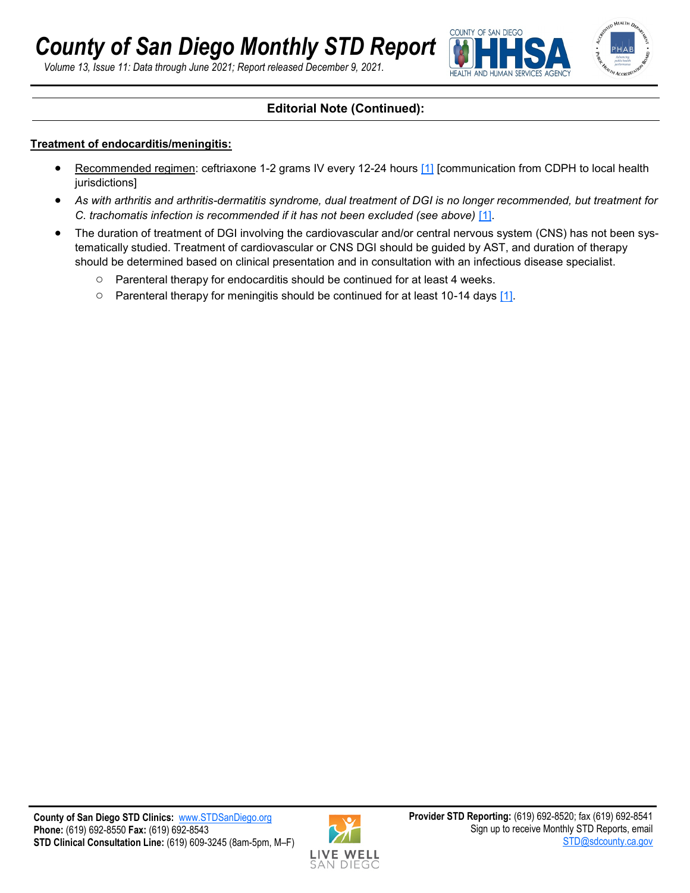## Editorial Note (Continued):

**Treatment of endocarditis/meningitis:**

- Recommended regimen: ceftriaxone 1-2 grams IV every 12-24 hours [1] [communication from CDPH to local health jurisdictions]
- *As with arthritis and arthritis-dermatitis syndrome, dual treatment of DGI is no longer recommended, but treatment for C. trachomatis infection is recommended if it has not been excluded (see above)* [1].
- The duration of treatment of DGI involving the cardiovascular and/or central nervous system (CNS) has not been systematically studied. Treatment of cardiovascular or CNS DGI should be guided by AST, and duration of therapy should be determined based on clinical presentation and in consultation with an infectious disease specialist.
  - Parenteral therapy for endocarditis should be continued for at least 4 weeks.
  - Parenteral therapy for meningitis should be continued for at least 10-14 days [1].